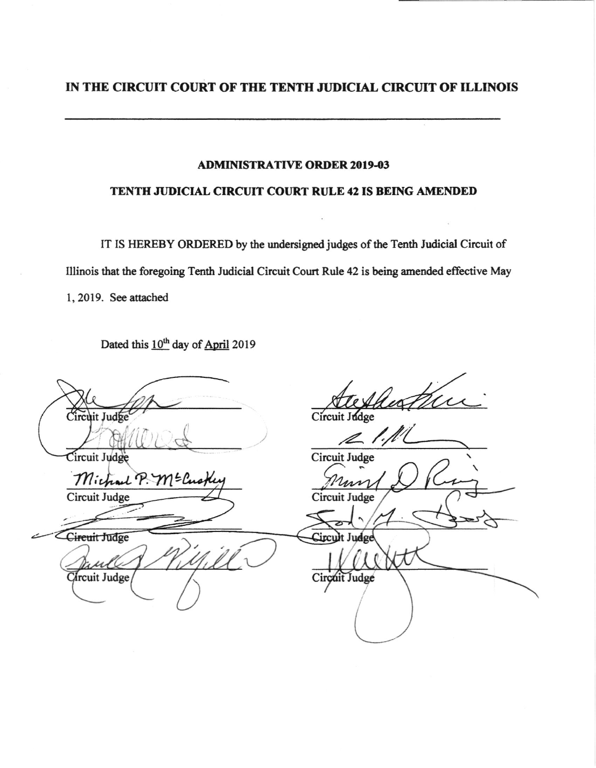# IN THE CIRCUIT COURT OF THE TENTH JUDICIAL CIRCUIT OF ILLINOIS

## ADMINISTRATIVE ORDER 2019-03

## TENTH JUDICIAL CIRCUIT COURT RULE 42 IS BEING AMENDED

IT IS HEREBY ORDERED by the undersigned judges of the Tenth Judicial Circuit of Illinois that the foregoing Tenth Judicial Circuit Court Rule 42 is being amended effective May 1, 2019. See attached

Dated this 10th day of April 2019

Circuit Judge

Circuit Judge

Michael P. McCuskey
Circuit Judge

Circuit Judge

Circuit Judge

Circuit Judge

Circuit Judge

Circuit Judge

Circuit Judge

Circuit Judge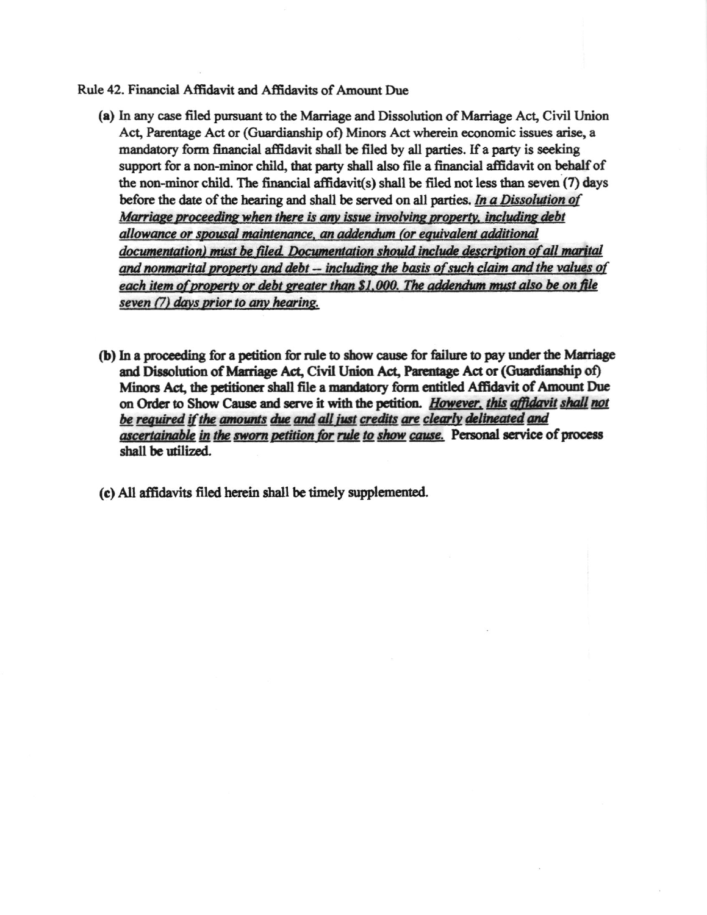Rule 42. Financial Affidavit and Affidavits of Amount Due

**(a)** In any case filed pursuant to the Marriage and Dissolution of Marriage Act, Civil Union Act, Parentage Act or (Guardianship of) Minors Act wherein economic issues arise, a mandatory form financial affidavit shall be filed by all parties. If a party is seeking support for a non-minor child, that party shall also file a financial affidavit on behalf of the non-minor child. The financial affidavit(s) shall be filed not less than seven (7) days before the date of the hearing and shall be served on all parties. ***In a Dissolution of Marriage proceeding when there is any issue involving property, including debt allowance or spousal maintenance, an addendum (or equivalent additional documentation) must be filed. Documentation should include description of all marital and nonmarital property and debt -- including the basis of such claim and the values of each item of property or debt greater than $1,000. The addendum must also be on file seven (7) days prior to any hearing.***

**(b)** In a proceeding for a petition for rule to show cause for failure to pay under the Marriage and Dissolution of Marriage Act, Civil Union Act, Parentage Act or (Guardianship of) Minors Act, the petitioner shall file a mandatory form entitled Affidavit of Amount Due on Order to Show Cause and serve it with the petition. ***However, this affidavit shall not be required if the amounts due and all just credits are clearly delineated and ascertainable in the sworn petition for rule to show cause.*** Personal service of process shall be utilized.

**(c)** All affidavits filed herein shall be timely supplemented.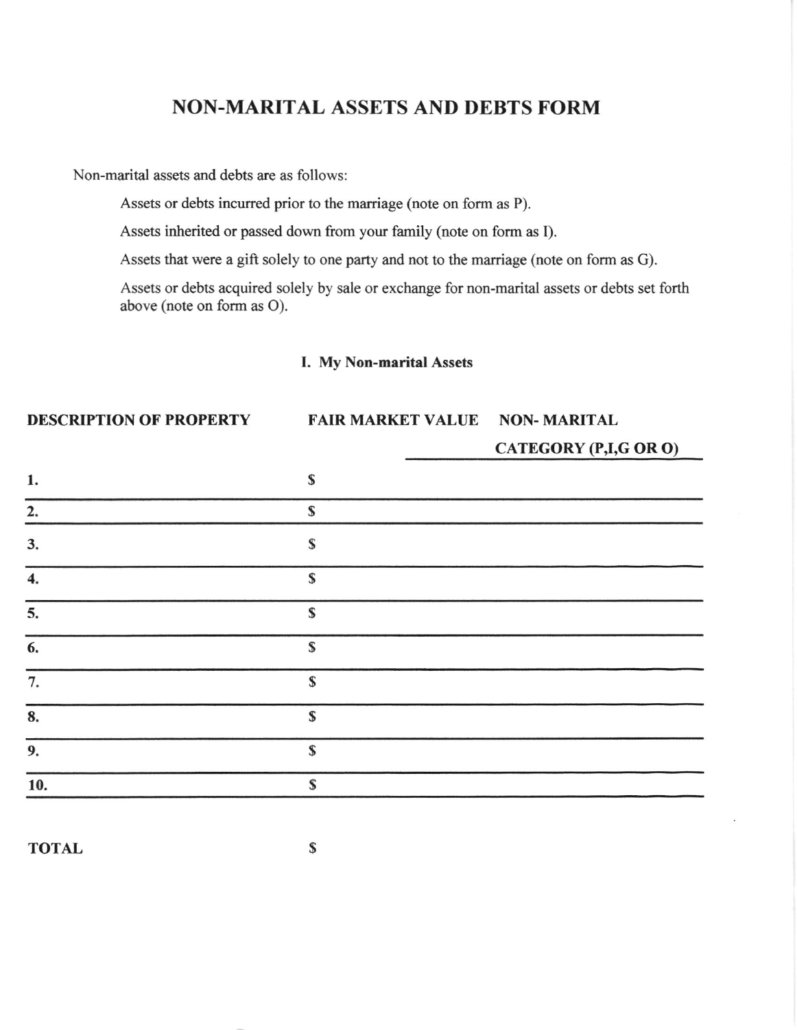# NON-MARITAL ASSETS AND DEBTS FORM

Non-marital assets and debts are as follows:

Assets or debts incurred prior to the marriage (note on form as P).

Assets inherited or passed down from your family (note on form as I).

Assets that were a gift solely to one party and not to the marriage (note on form as G).

Assets or debts acquired solely by sale or exchange for non-marital assets or debts set forth above (note on form as O).

## I. My Non-marital Assets

| DESCRIPTION OF PROPERTY | FAIR MARKET VALUE | NON- MARITAL CATEGORY (P,I,G OR O) |
|---|---|---|
| 1. | $ | |
| 2. | $ | |
| 3. | $ | |
| 4. | $ | |
| 5. | $ | |
| 6. | $ | |
| 7. | $ | |
| 8. | $ | |
| 9. | $ | |
| 10. | $ | |

**TOTAL** $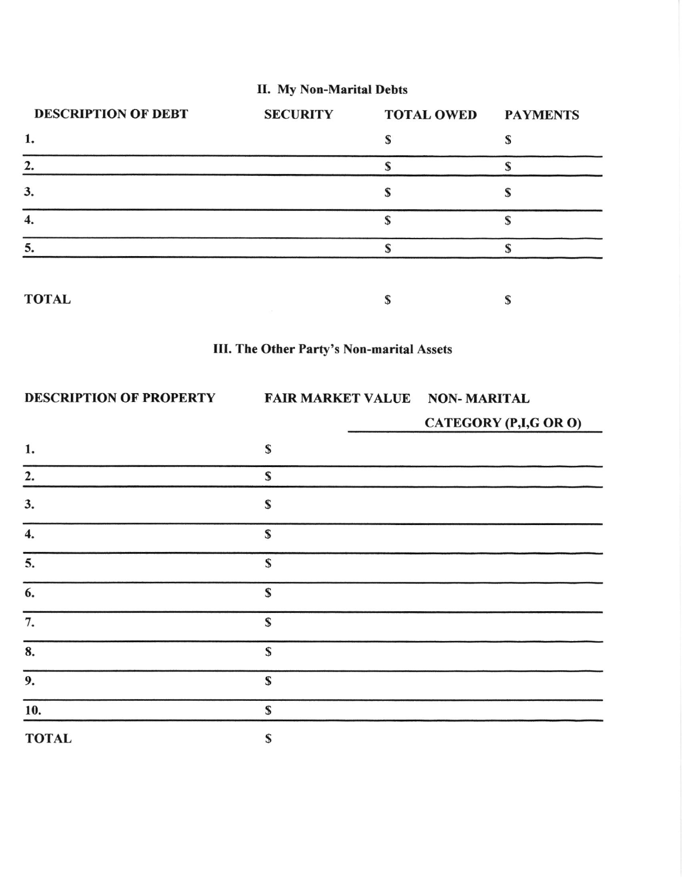## II. My Non-Marital Debts

| DESCRIPTION OF DEBT | SECURITY | TOTAL OWED | PAYMENTS |
|---|---|---|---|
| 1. | | $ | $ |
| 2. | | $ | $ |
| 3. | | $ | $ |
| 4. | | $ | $ |
| 5. | | $ | $ |
| TOTAL | | $ | $ |

## III. The Other Party's Non-marital Assets

| DESCRIPTION OF PROPERTY | FAIR MARKET VALUE | NON- MARITAL CATEGORY (P,I,G OR O) |
|---|---|---|
| 1. | $ | |
| 2. | $ | |
| 3. | $ | |
| 4. | $ | |
| 5. | $ | |
| 6. | $ | |
| 7. | $ | |
| 8. | $ | |
| 9. | $ | |
| 10. | $ | |
| TOTAL | $ | |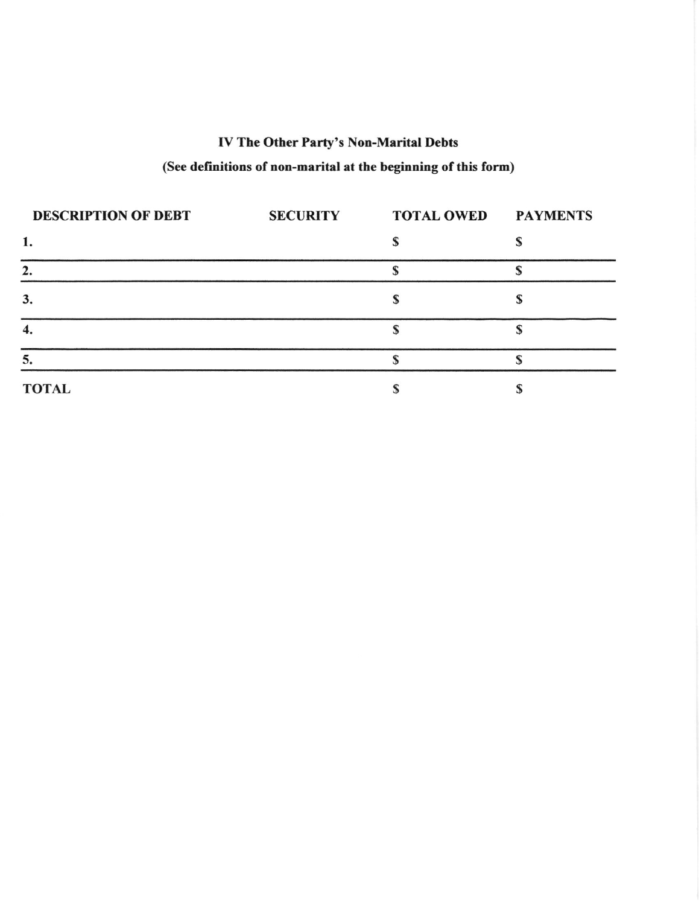## IV The Other Party's Non-Marital Debts

**(See definitions of non-marital at the beginning of this form)**

| DESCRIPTION OF DEBT | SECURITY | TOTAL OWED | PAYMENTS |
|---|---|---|---|
| 1. | | $ | $ |
| 2. | | $ | $ |
| 3. | | $ | $ |
| 4. | | $ | $ |
| 5. | | $ | $ |
| TOTAL | | $ | $ |